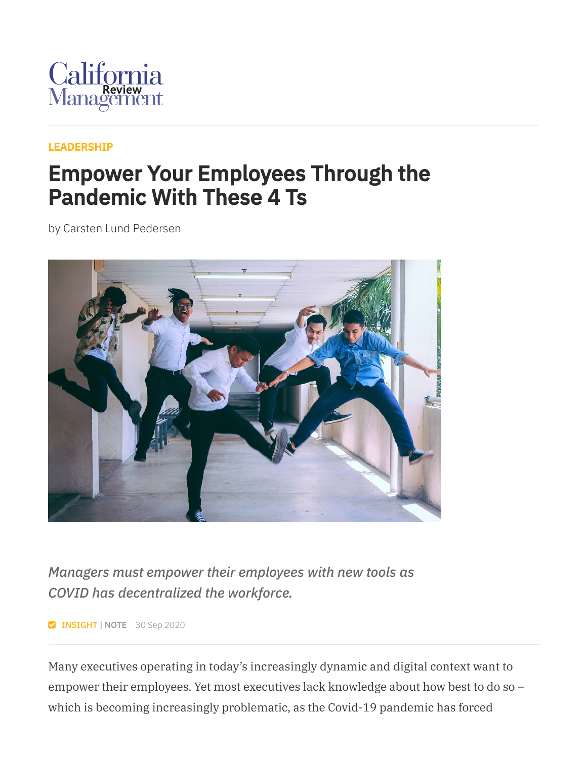California Management Review

LEADERSHIP

# Empower Your Employees Through the Pandemic With These 4 Ts

by Carsten Lund Pedersen

*Managers must empower their employees with new tools as COVID has decentralized the workforce.*

INSIGHT | NOTE 30 Sep 2020

Many executives operating in today's increasingly dynamic and digital context want to empower their employees. Yet most executives lack knowledge about how best to do so – which is becoming increasingly problematic, as the Covid-19 pandemic has forced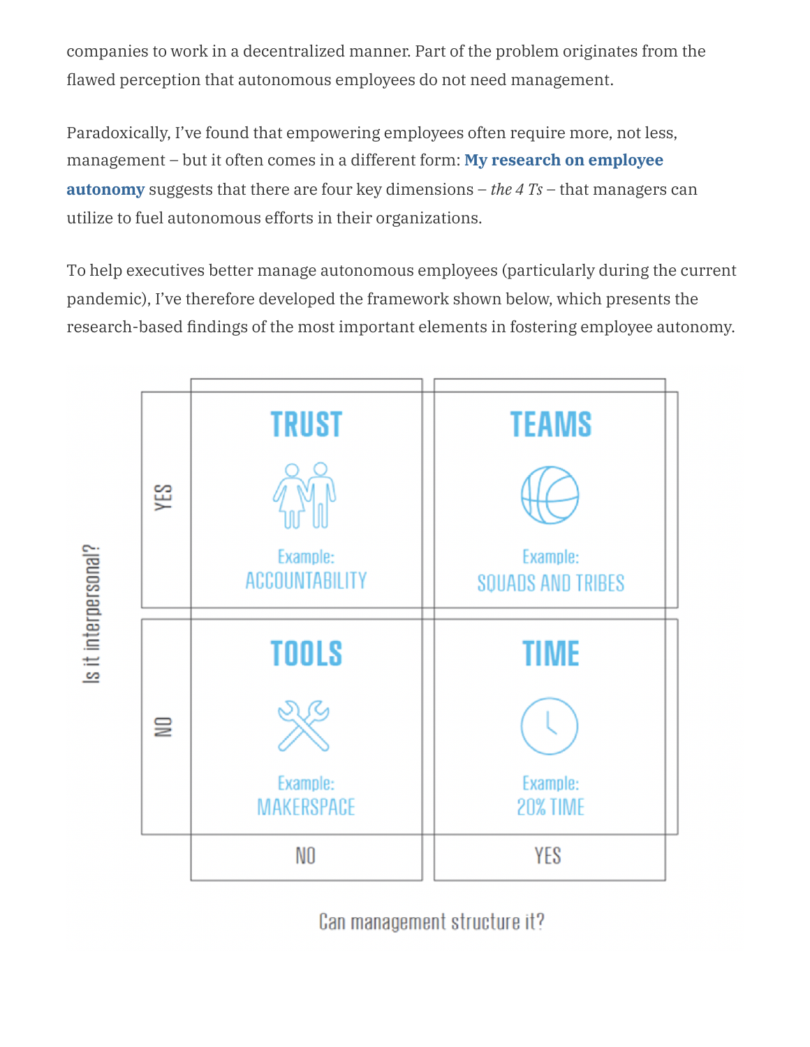companies to work in a decentralized manner. Part of the problem originates from the flawed perception that autonomous employees do not need management.

Paradoxically, I've found that empowering employees often require more, not less, management – but it often comes in a different form: **My research on employee autonomy** suggests that there are four key dimensions – *the 4 Ts* – that managers can utilize to fuel autonomous efforts in their organizations.

To help executives better manage autonomous employees (particularly during the current pandemic), I've therefore developed the framework shown below, which presents the research-based findings of the most important elements in fostering employee autonomy.

| Is it interpersonal? | Can management structure it? NO | Can management structure it? YES |
|---|---|---|
| YES | **TRUST**<br>Example: ACCOUNTABILITY | **TEAMS**<br>Example: SQUADS AND TRIBES |
| NO | **TOOLS**<br>Example: MAKERSPACE | **TIME**<br>Example: 20% TIME |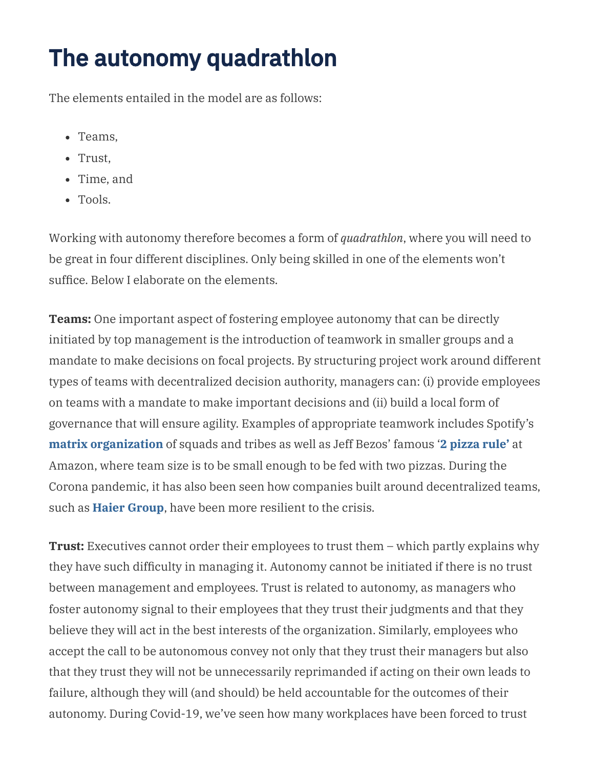# The autonomy quadrathlon

The elements entailed in the model are as follows:

- Teams,
- Trust,
- Time, and
- Tools.

Working with autonomy therefore becomes a form of *quadrathlon*, where you will need to be great in four different disciplines. Only being skilled in one of the elements won't suffice. Below I elaborate on the elements.

**Teams:** One important aspect of fostering employee autonomy that can be directly initiated by top management is the introduction of teamwork in smaller groups and a mandate to make decisions on focal projects. By structuring project work around different types of teams with decentralized decision authority, managers can: (i) provide employees on teams with a mandate to make important decisions and (ii) build a local form of governance that will ensure agility. Examples of appropriate teamwork includes Spotify's **matrix organization** of squads and tribes as well as Jeff Bezos' famous '**2 pizza rule**' at Amazon, where team size is to be small enough to be fed with two pizzas. During the Corona pandemic, it has also been seen how companies built around decentralized teams, such as **Haier Group**, have been more resilient to the crisis.

**Trust:** Executives cannot order their employees to trust them – which partly explains why they have such difficulty in managing it. Autonomy cannot be initiated if there is no trust between management and employees. Trust is related to autonomy, as managers who foster autonomy signal to their employees that they trust their judgments and that they believe they will act in the best interests of the organization. Similarly, employees who accept the call to be autonomous convey not only that they trust their managers but also that they trust they will not be unnecessarily reprimanded if acting on their own leads to failure, although they will (and should) be held accountable for the outcomes of their autonomy. During Covid-19, we've seen how many workplaces have been forced to trust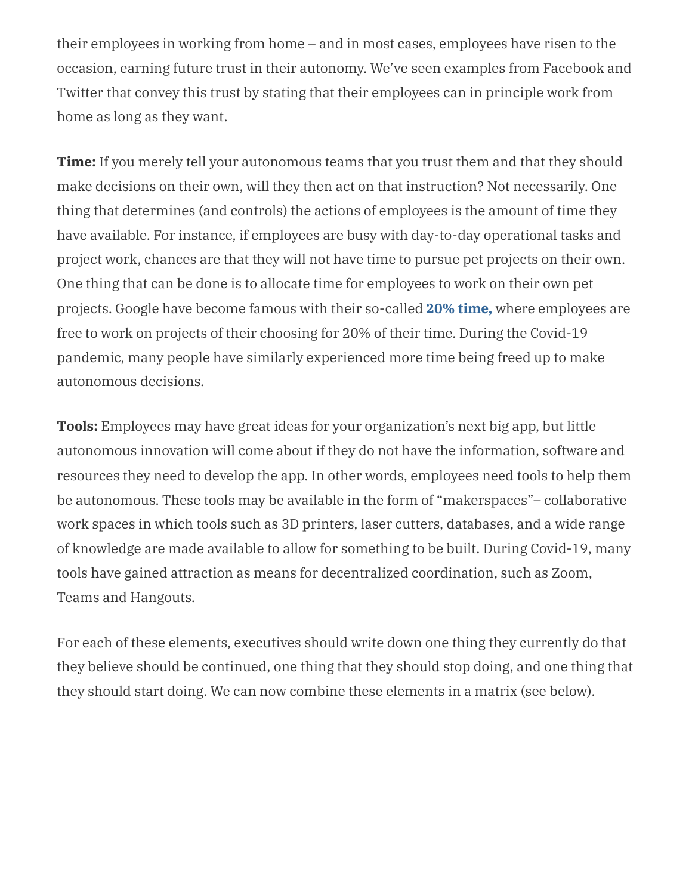their employees in working from home – and in most cases, employees have risen to the occasion, earning future trust in their autonomy. We've seen examples from Facebook and Twitter that convey this trust by stating that their employees can in principle work from home as long as they want.

**Time:** If you merely tell your autonomous teams that you trust them and that they should make decisions on their own, will they then act on that instruction? Not necessarily. One thing that determines (and controls) the actions of employees is the amount of time they have available. For instance, if employees are busy with day-to-day operational tasks and project work, chances are that they will not have time to pursue pet projects on their own. One thing that can be done is to allocate time for employees to work on their own pet projects. Google have become famous with their so-called **20% time,** where employees are free to work on projects of their choosing for 20% of their time. During the Covid-19 pandemic, many people have similarly experienced more time being freed up to make autonomous decisions.

**Tools:** Employees may have great ideas for your organization's next big app, but little autonomous innovation will come about if they do not have the information, software and resources they need to develop the app. In other words, employees need tools to help them be autonomous. These tools may be available in the form of "makerspaces"– collaborative work spaces in which tools such as 3D printers, laser cutters, databases, and a wide range of knowledge are made available to allow for something to be built. During Covid-19, many tools have gained attraction as means for decentralized coordination, such as Zoom, Teams and Hangouts.

For each of these elements, executives should write down one thing they currently do that they believe should be continued, one thing that they should stop doing, and one thing that they should start doing. We can now combine these elements in a matrix (see below).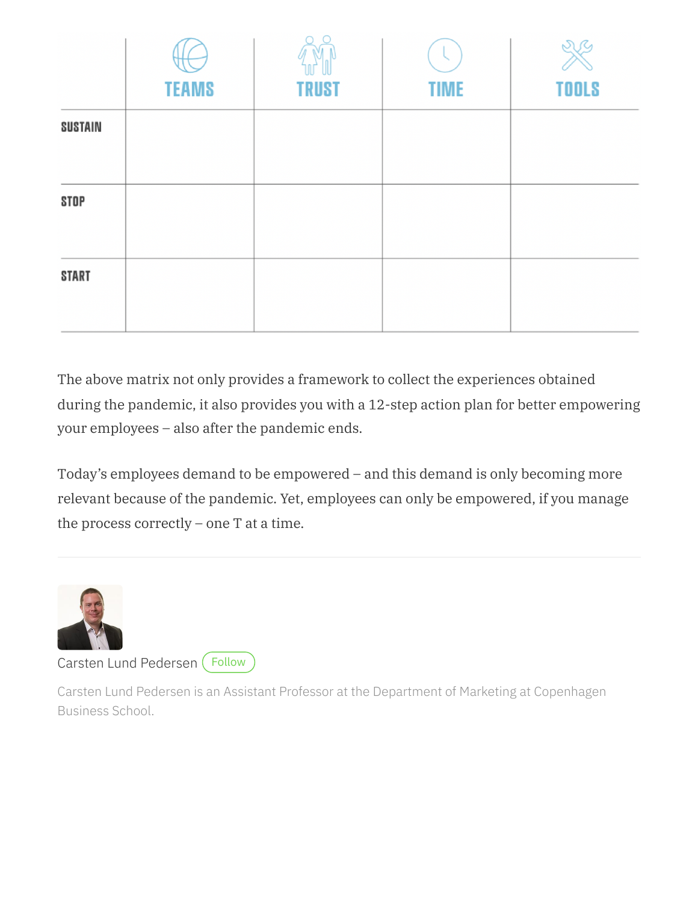| | TEAMS | TRUST | TIME | TOOLS |
|---|---|---|---|---|
| SUSTAIN | | | | |
| STOP | | | | |
| START | | | | |

The above matrix not only provides a framework to collect the experiences obtained during the pandemic, it also provides you with a 12-step action plan for better empowering your employees – also after the pandemic ends.

Today's employees demand to be empowered – and this demand is only becoming more relevant because of the pandemic. Yet, employees can only be empowered, if you manage the process correctly – one T at a time.

---

Carsten Lund Pedersen Follow

Carsten Lund Pedersen is an Assistant Professor at the Department of Marketing at Copenhagen Business School.